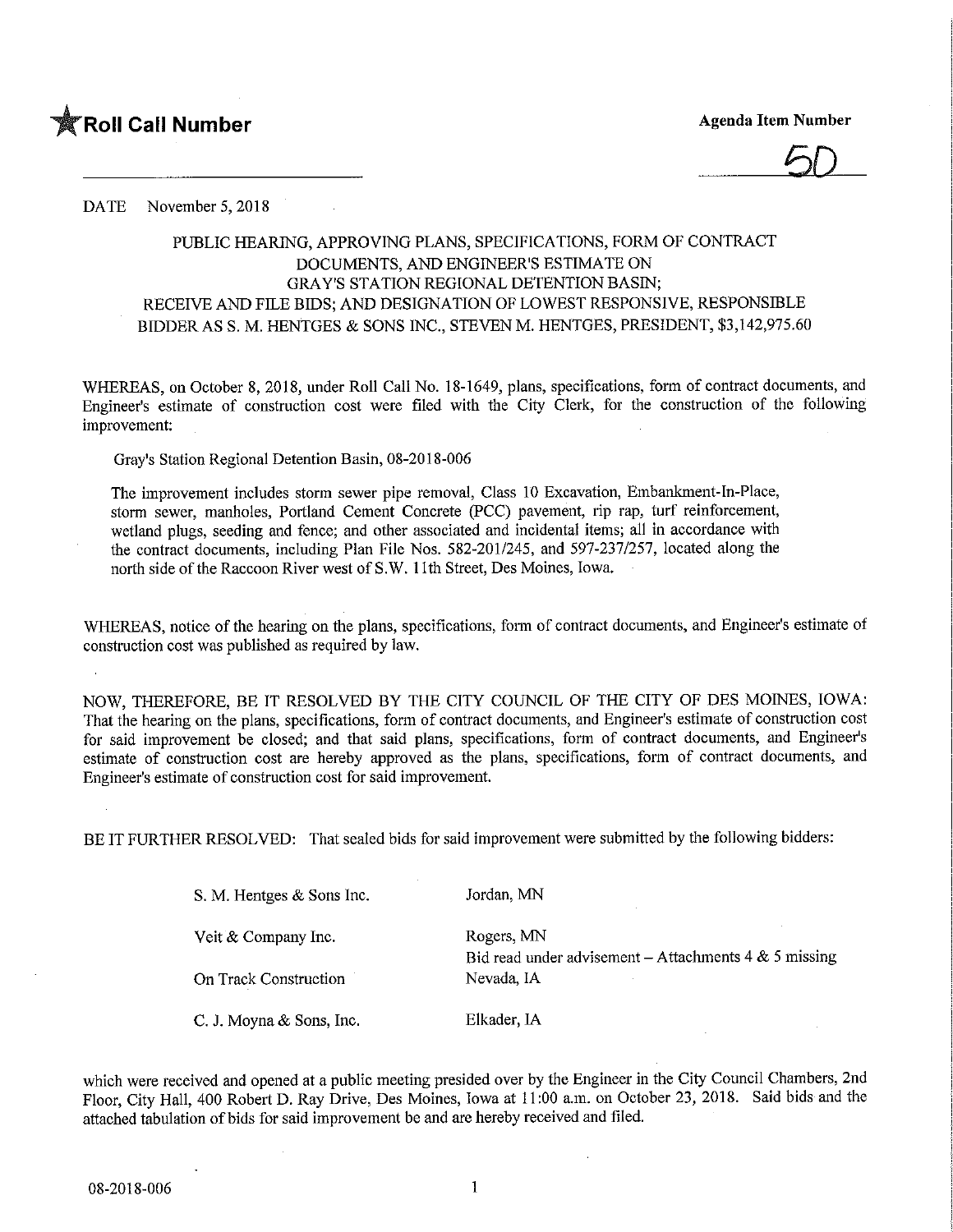**Roll Call Number** | **Agenda Item Number**

5D

DATE November 5, 2018

PUBLIC HEARING, APPROVING PLANS, SPECIFICATIONS, FORM OF CONTRACT DOCUMENTS, AND ENGINEER'S ESTIMATE ON GRAY'S STATION REGIONAL DETENTION BASIN; RECEIVE AND FILE BIDS; AND DESIGNATION OF LOWEST RESPONSIVE, RESPONSIBLE BIDDER AS S. M. HENTGES & SONS INC., STEVEN M. HENTGES, PRESIDENT, $3,142,975.60

WHEREAS, on October 8, 2018, under Roll Call No. 18-1649, plans, specifications, form of contract documents, and Engineer's estimate of construction cost were filed with the City Clerk, for the construction of the following improvement:

Gray's Station Regional Detention Basin, 08-2018-006

The improvement includes storm sewer pipe removal, Class 10 Excavation, Embankment-In-Place, storm sewer, manholes, Portland Cement Concrete (PCC) pavement, rip rap, turf reinforcement, wetland plugs, seeding and fence; and other associated and incidental items; all in accordance with the contract documents, including Plan File Nos. 582-201/245, and 597-237/257, located along the north side of the Raccoon River west of S.W. 11th Street, Des Moines, Iowa.

WHEREAS, notice of the hearing on the plans, specifications, form of contract documents, and Engineer's estimate of construction cost was published as required by law.

NOW, THEREFORE, BE IT RESOLVED BY THE CITY COUNCIL OF THE CITY OF DES MOINES, IOWA: That the hearing on the plans, specifications, form of contract documents, and Engineer's estimate of construction cost for said improvement be closed; and that said plans, specifications, form of contract documents, and Engineer's estimate of construction cost are hereby approved as the plans, specifications, form of contract documents, and Engineer's estimate of construction cost for said improvement.

BE IT FURTHER RESOLVED: That sealed bids for said improvement were submitted by the following bidders:

| | |
|---|---|
| S. M. Hentges & Sons Inc. | Jordan, MN |
| Veit & Company Inc. | Rogers, MN<br>Bid read under advisement – Attachments 4 & 5 missing |
| On Track Construction | Nevada, IA |
| C. J. Moyna & Sons, Inc. | Elkader, IA |

which were received and opened at a public meeting presided over by the Engineer in the City Council Chambers, 2nd Floor, City Hall, 400 Robert D. Ray Drive, Des Moines, Iowa at 11:00 a.m. on October 23, 2018. Said bids and the attached tabulation of bids for said improvement be and are hereby received and filed.

08-2018-006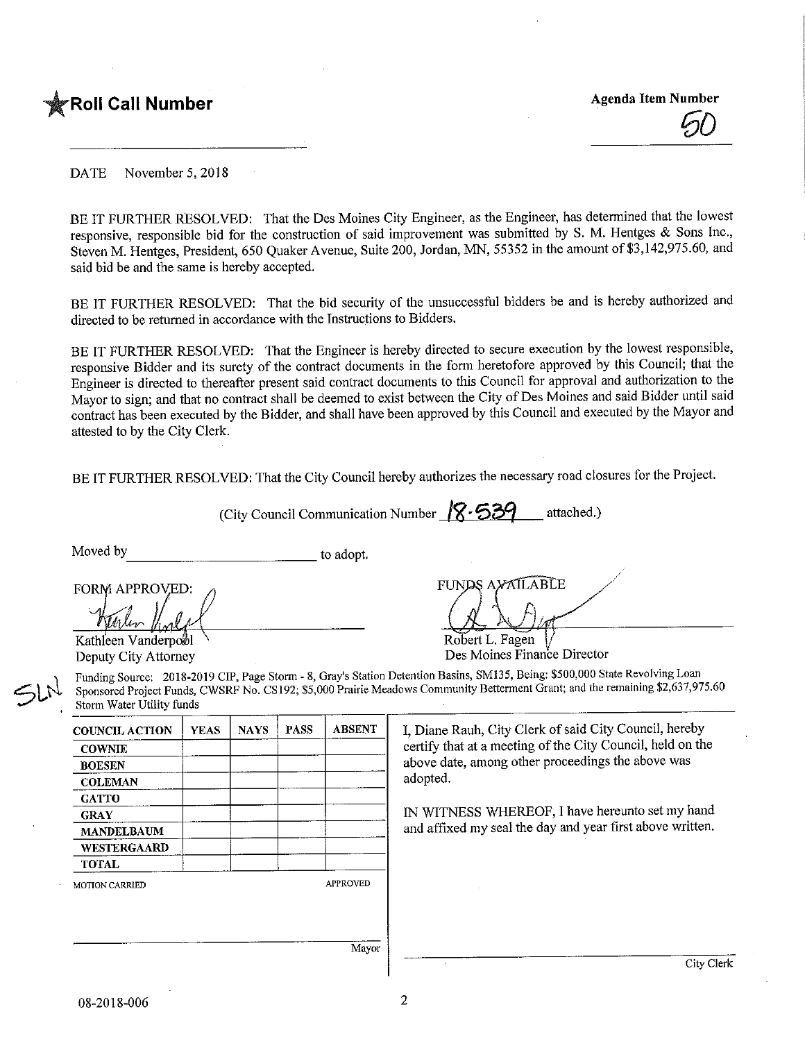★**Roll Call Number**

**Agenda Item Number**

50

DATE November 5, 2018

BE IT FURTHER RESOLVED: That the Des Moines City Engineer, as the Engineer, has determined that the lowest responsive, responsible bid for the construction of said improvement was submitted by S. M. Hentges & Sons Inc., Steven M. Hentges, President, 650 Quaker Avenue, Suite 200, Jordan, MN, 55352 in the amount of $3,142,975.60, and said bid be and the same is hereby accepted.

BE IT FURTHER RESOLVED: That the bid security of the unsuccessful bidders be and is hereby authorized and directed to be returned in accordance with the Instructions to Bidders.

BE IT FURTHER RESOLVED: That the Engineer is hereby directed to secure execution by the lowest responsible, responsive Bidder and its surety of the contract documents in the form heretofore approved by this Council; that the Engineer is directed to thereafter present said contract documents to this Council for approval and authorization to the Mayor to sign; and that no contract shall be deemed to exist between the City of Des Moines and said Bidder until said contract has been executed by the Bidder, and shall have been approved by this Council and executed by the Mayor and attested to by the City Clerk.

BE IT FURTHER RESOLVED: That the City Council hereby authorizes the necessary road closures for the Project.

(City Council Communication Number 18-539 attached.)

Moved by ______________________ to adopt.

FORM APPROVED:

Kathleen Vanderpool
Deputy City Attorney

FUNDS AVAILABLE

Robert L. Fagen
Des Moines Finance Director

SLN

Funding Source: 2018-2019 CIP, Page Storm - 8, Gray's Station Detention Basins, SM135, Being: $500,000 State Revolving Loan Sponsored Project Funds, CWSRF No. CS192; $5,000 Prairie Meadows Community Betterment Grant; and the remaining $2,637,975.60 Storm Water Utility funds

| COUNCIL ACTION | YEAS | NAYS | PASS | ABSENT |
|---|---|---|---|---|
| COWNIE | | | | |
| BOESEN | | | | |
| COLEMAN | | | | |
| GATTO | | | | |
| GRAY | | | | |
| MANDELBAUM | | | | |
| WESTERGAARD | | | | |
| TOTAL | | | | |

MOTION CARRIED APPROVED

______________________ Mayor

I, Diane Rauh, City Clerk of said City Council, hereby certify that at a meeting of the City Council, held on the above date, among other proceedings the above was adopted.

IN WITNESS WHEREOF, I have hereunto set my hand and affixed my seal the day and year first above written.

______________________ City Clerk

08-2018-006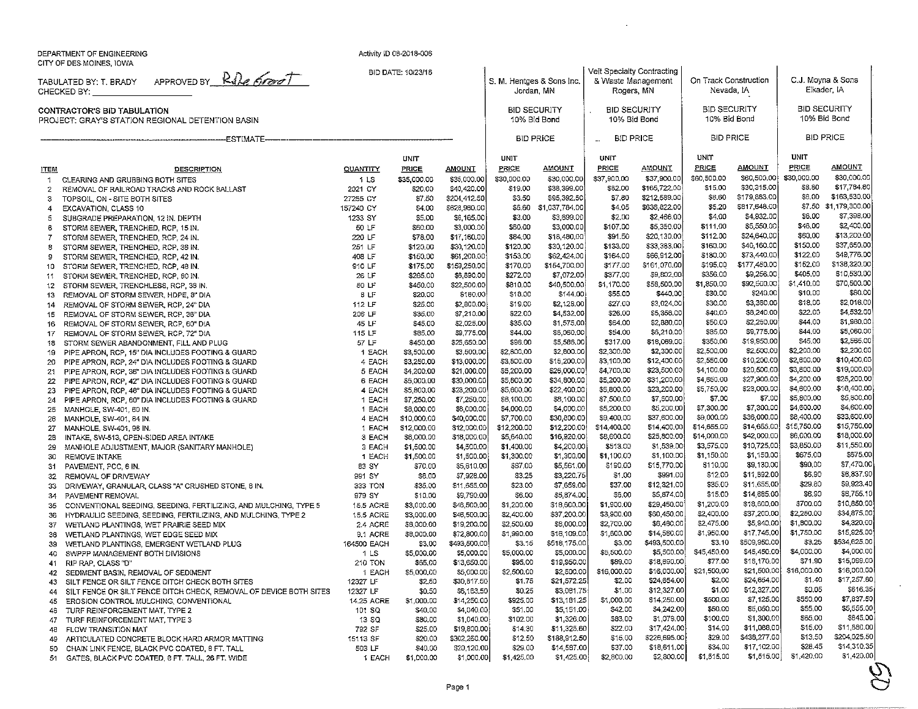DEPARTMENT OF ENGINEERING
CITY OF DES MOINES, IOWA

Activity ID 08-2018-006

BID DATE: 10/23/18

TABULATED BY: T. BRADY APPROVED BY: RDe Groot
CHECKED BY: ____________________

**CONTRACTOR'S BID TABULATION**
**PROJECT: GRAY'S STATION REGIONAL DETENTION BASIN**

| | | ESTIMATE | | | S. M. Hentges & Sons Inc. Jordan, MN | | Veit Specialty Contracting & Waste Management Rogers, MN | | On Track Construction Nevada, IA | | C.J. Moyna & Sons Elkader, IA | |
|---|---|---|---|---|---|---|---|---|---|---|---|---|
| | | | | | BID SECURITY 10% Bid Bond | | BID SECURITY 10% Bid Bond | | BID SECURITY 10% Bid Bond | | BID SECURITY 10% Bid Bond | |
| | | | | | BID PRICE | | BID PRICE | | BID PRICE | | BID PRICE | |
| ITEM | DESCRIPTION | QUANTITY | UNIT PRICE | AMOUNT | UNIT PRICE | AMOUNT | UNIT PRICE | AMOUNT | UNIT PRICE | AMOUNT | UNIT PRICE | AMOUNT |
| 1 | CLEARING AND GRUBBING BOTH SITES | 1 LS | $35,000.00 | $35,000.00 | $30,000.00 | $30,000.00 | $37,900.00 | $37,900.00 | $60,500.00 | $60,500.00 | $30,000.00 | $30,000.00 |
| 2 | REMOVAL OF RAILROAD TRACKS AND ROCK BALLAST | 2021 CY | $20.00 | $40,420.00 | $19.00 | $38,399.00 | $82.00 | $165,722.00 | $15.00 | $30,315.00 | $8.80 | $17,784.80 |
| 3 | TOPSOIL, ON - SITE BOTH SITES | 27255 CY | $7.50 | $204,412.50 | $3.50 | $95,392.50 | $7.80 | $212,589.00 | $6.60 | $179,883.00 | $6.00 | $163,530.00 |
| 4 | EXCAVATION, CLASS 10 | 157240 CY | $4.00 | $628,960.00 | $6.60 | $1,037,784.00 | $4.05 | $636,822.00 | $5.20 | $817,648.00 | $7.50 | $1,179,300.00 |
| 5 | SUBGRADE PREPARATION, 12 IN. DEPTH | 1233 SY | $5.00 | $6,165.00 | $3.00 | $3,699.00 | $2.00 | $2,466.00 | $4.00 | $4,932.00 | $6.00 | $7,398.00 |
| 6 | STORM SEWER, TRENCHED, RCP, 15 IN. | 50 LF | $60.00 | $3,000.00 | $60.00 | $3,000.00 | $107.00 | $5,350.00 | $111.00 | $5,550.00 | $48.00 | $2,400.00 |
| 7 | STORM SEWER, TRENCHED, RCP, 24 IN. | 220 LF | $78.00 | $17,160.00 | $84.00 | $18,480.00 | $91.50 | $20,130.00 | $112.00 | $24,640.00 | $60.00 | $13,200.00 |
| 8 | STORM SEWER, TRENCHED, RCP, 36 IN. | 251 LF | $120.00 | $30,120.00 | $120.00 | $30,120.00 | $133.00 | $33,383.00 | $160.00 | $40,160.00 | $150.00 | $37,650.00 |
| 9 | STORM SEWER, TRENCHED, RCP, 42 IN. | 408 LF | $150.00 | $61,200.00 | $153.00 | $62,424.00 | $164.00 | $66,912.00 | $180.00 | $73,440.00 | $122.00 | $49,776.00 |
| 10 | STORM SEWER, TRENCHED, RCP, 48 IN. | 910 LF | $175.00 | $159,250.00 | $170.00 | $154,700.00 | $177.00 | $161,070.00 | $195.00 | $177,450.00 | $152.00 | $138,320.00 |
| 11 | STORM SEWER, TRENCHED, RCP, 60 IN. | 26 LF | $265.00 | $6,890.00 | $272.00 | $7,072.00 | $377.00 | $9,802.00 | $356.00 | $9,256.00 | $405.00 | $10,530.00 |
| 12 | STORM SEWER, TRENCHLESS, RCP, 36 IN. | 50 LF | $450.00 | $22,500.00 | $810.00 | $40,500.00 | $1,170.00 | $58,500.00 | $1,850.00 | $92,500.00 | $1,410.00 | $70,500.00 |
| 13 | REMOVAL OF STORM SEWER, HDPE, 8" DIA | 8 LF | $20.00 | $160.00 | $18.00 | $144.00 | $55.00 | $440.00 | $30.00 | $240.00 | $10.00 | $80.00 |
| 14 | REMOVAL OF STORM SEWER, RCP, 24" DIA | 112 LF | $25.00 | $2,800.00 | $19.00 | $2,128.00 | $27.00 | $3,024.00 | $30.00 | $3,360.00 | $18.00 | $2,016.00 |
| 15 | REMOVAL OF STORM SEWER, RCP, 36" DIA | 206 LF | $35.00 | $7,210.00 | $22.00 | $4,532.00 | $26.00 | $5,356.00 | $40.00 | $8,240.00 | $22.00 | $4,532.00 |
| 16 | REMOVAL OF STORM SEWER, RCP, 60" DIA | 45 LF | $45.00 | $2,025.00 | $35.00 | $1,575.00 | $64.00 | $2,880.00 | $50.00 | $2,250.00 | $44.00 | $1,980.00 |
| 17 | REMOVAL OF STORM SEWER, RCP, 72" DIA | 115 LF | $85.00 | $9,775.00 | $44.00 | $5,060.00 | $54.00 | $6,210.00 | $85.00 | $9,775.00 | $44.00 | $5,060.00 |
| 18 | STORM SEWER ABANDONMENT, FILL AND PLUG | 57 LF | $450.00 | $25,650.00 | $98.00 | $5,586.00 | $317.00 | $18,069.00 | $350.00 | $19,950.00 | $45.00 | $2,565.00 |
| 19 | PIPE APRON, RCP, 15" DIA INCLUDES FOOTING & GUARD | 1 EACH | $3,500.00 | $3,500.00 | $2,800.00 | $2,800.00 | $2,300.00 | $2,300.00 | $2,500.00 | $2,500.00 | $2,200.00 | $2,200.00 |
| 20 | PIPE APRON, RCP, 24" DIA INCLUDES FOOTING & GUARD | 4 EACH | $3,250.00 | $13,000.00 | $3,800.00 | $15,200.00 | $3,100.00 | $12,400.00 | $2,550.00 | $10,200.00 | $2,600.00 | $10,400.00 |
| 21 | PIPE APRON, RCP, 36" DIA INCLUDES FOOTING & GUARD | 5 EACH | $4,200.00 | $21,000.00 | $5,200.00 | $26,000.00 | $4,700.00 | $23,500.00 | $4,100.00 | $20,500.00 | $3,800.00 | $19,000.00 |
| 22 | PIPE APRON, RCP, 42" DIA INCLUDES FOOTING & GUARD | 6 EACH | $5,000.00 | $30,000.00 | $5,800.00 | $34,800.00 | $5,200.00 | $31,200.00 | $4,650.00 | $27,900.00 | $4,200.00 | $25,200.00 |
| 23 | PIPE APRON, RCP, 48" DIA INCLUDES FOOTING & GUARD | 4 EACH | $5,800.00 | $23,200.00 | $5,600.00 | $22,400.00 | $5,800.00 | $23,200.00 | $5,750.00 | $23,000.00 | $4,600.00 | $18,400.00 |
| 24 | PIPE APRON, RCP, 60" DIA INCLUDES FOOTING & GUARD | 1 EACH | $7,250.00 | $7,250.00 | $8,100.00 | $8,100.00 | $7,500.00 | $7,500.00 | $7.00 | $7.00 | $5,800.00 | $5,800.00 |
| 25 | MANHOLE, SW-401, 60 IN. | 1 EACH | $8,000.00 | $8,000.00 | $4,000.00 | $4,000.00 | $5,200.00 | $5,200.00 | $7,300.00 | $7,300.00 | $4,600.00 | $4,600.00 |
| 26 | MANHOLE, SW-401, 84 IN. | 4 EACH | $10,000.00 | $40,000.00 | $7,700.00 | $30,800.00 | $9,400.00 | $37,600.00 | $9,000.00 | $36,000.00 | $8,400.00 | $33,600.00 |
| 27 | MANHOLE, SW-401, 96 IN. | 1 EACH | $12,000.00 | $12,000.00 | $12,200.00 | $12,200.00 | $14,400.00 | $14,400.00 | $14,655.00 | $14,655.00 | $15,750.00 | $15,750.00 |
| 28 | INTAKE, SW-513, OPEN-SIDED AREA INTAKE | 3 EACH | $6,000.00 | $18,000.00 | $5,640.00 | $16,920.00 | $8,600.00 | $25,800.00 | $14,000.00 | $42,000.00 | $6,000.00 | $18,000.00 |
| 29 | MANHOLE ADJUSTMENT, MAJOR (SANITARY MANHOLE) | 3 EACH | $1,500.00 | $4,500.00 | $1,400.00 | $4,200.00 | $513.00 | $1,539.00 | $3,575.00 | $10,725.00 | $3,850.00 | $11,550.00 |
| 30 | REMOVE INTAKE | 1 EACH | $1,500.00 | $1,500.00 | $1,300.00 | $1,300.00 | $1,100.00 | $1,100.00 | $1,150.00 | $1,150.00 | $675.00 | $675.00 |
| 31 | PAVEMENT, PCC, 6 IN. | 83 SY | $70.00 | $5,810.00 | $67.00 | $5,561.00 | $190.00 | $15,770.00 | $110.00 | $9,130.00 | $90.00 | $7,470.00 |
| 32 | REMOVAL OF DRIVEWAY | 991 SY | $8.00 | $7,928.00 | $3.25 | $3,220.75 | $1.00 | $991.00 | $12.00 | $11,892.00 | $6.90 | $6,837.90 |
| 33 | DRIVEWAY, GRANULAR, CLASS "A" CRUSHED STONE, 6 IN. | 333 TON | $35.00 | $11,655.00 | $23.00 | $7,659.00 | $37.00 | $12,321.00 | $35.00 | $11,655.00 | $29.80 | $9,923.40 |
| 34 | PAVEMENT REMOVAL | 979 SY | $10.00 | $9,790.00 | $6.00 | $5,874.00 | $6.00 | $5,874.00 | $15.00 | $14,685.00 | $6.90 | $6,755.10 |
| 35 | CONVENTIONAL SEEDING, SEEDING, FERTILIZING, AND MULCHING, TYPE 5 | 15.5 ACRE | $3,000.00 | $46,500.00 | $1,200.00 | $18,600.00 | $1,900.00 | $29,450.00 | $1,200.00 | $18,600.00 | $700.00 | $10,850.00 |
| 36 | HYDRAULIC SEEDING, SEEDING, FERTILIZING, AND MULCHING, TYPE 2 | 15.5 ACRE | $3,000.00 | $46,500.00 | $2,400.00 | $37,200.00 | $3,900.00 | $60,450.00 | $2,400.00 | $37,200.00 | $2,250.00 | $34,875.00 |
| 37 | WETLAND PLANTINGS, WET PRAIRIE SEED MIX | 2.4 ACRE | $8,000.00 | $19,200.00 | $2,500.00 | $6,000.00 | $2,700.00 | $6,480.00 | $2,475.00 | $5,940.00 | $1,800.00 | $4,320.00 |
| 38 | WETLAND PLANTINGS, WET EDGE SEED MIX | 9.1 ACRE | $8,000.00 | $72,800.00 | $1,990.00 | $18,109.00 | $1,600.00 | $14,560.00 | $1,950.00 | $17,745.00 | $1,750.00 | $15,925.00 |
| 39 | WETLAND PLANTINGS, EMERGENT WETLAND PLUG | 164500 EACH | $3.00 | $493,500.00 | $3.15 | $518,175.00 | $3.00 | $493,500.00 | $3.10 | $509,950.00 | $3.25 | $534,625.00 |
| 40 | SWPPP MANAGEMENT BOTH DIVISIONS | 1 LS | $5,000.00 | $5,000.00 | $5,000.00 | $5,000.00 | $5,500.00 | $5,500.00 | $45,450.00 | $45,450.00 | $4,000.00 | $4,000.00 |
| 41 | RIP RAP, CLASS "D" | 210 TON | $65.00 | $13,650.00 | $95.00 | $19,950.00 | $89.00 | $18,690.00 | $77.00 | $16,170.00 | $71.90 | $15,099.00 |
| 42 | SEDIMENT BASIN, REMOVAL OF SEDIMENT | 1 EACH | $5,000.00 | $5,000.00 | $2,500.00 | $2,500.00 | $16,000.00 | $16,000.00 | $21,500.00 | $21,500.00 | $16,000.00 | $16,000.00 |
| 43 | SILT FENCE OR SILT FENCE DITCH CHECK BOTH SITES | 12327 LF | $2.50 | $30,817.50 | $1.75 | $21,572.25 | $2.00 | $24,654.00 | $2.00 | $24,654.00 | $1.40 | $17,257.80 |
| 44 | SILT FENCE OR SILT FENCE DITCH CHECK, REMOVAL OF DEVICE BOTH SITES | 12327 LF | $0.50 | $6,163.50 | $0.25 | $3,081.75 | $1.00 | $12,327.00 | $1.00 | $12,327.00 | $0.05 | $616.35 |
| 45 | EROSION CONTROL MULCHING, CONVENTIONAL | 14.25 ACRE | $1,000.00 | $14,250.00 | $925.00 | $13,181.25 | $1,000.00 | $14,250.00 | $500.00 | $7,125.00 | $550.00 | $7,837.50 |
| 46 | TURF REINFORCEMENT MAT, TYPE 2 | 101 SQ | $40.00 | $4,040.00 | $51.00 | $5,151.00 | $42.00 | $4,242.00 | $50.00 | $5,050.00 | $55.00 | $5,555.00 |
| 47 | TURF REINFORCEMENT MAT, TYPE 3 | 13 SQ | $80.00 | $1,040.00 | $102.00 | $1,326.00 | $83.00 | $1,079.00 | $100.00 | $1,300.00 | $65.00 | $845.00 |
| 48 | FLOW TRANSITION MAT | 792 SF | $25.00 | $19,800.00 | $14.30 | $11,325.60 | $22.00 | $17,424.00 | $14.00 | $11,088.00 | $15.00 | $11,880.00 |
| 49 | ARTICULATED CONCRETE BLOCK HARD ARMOR MATTING | 15113 SF | $20.00 | $302,260.00 | $12.50 | $188,912.50 | $15.00 | $226,695.00 | $29.00 | $438,277.00 | $13.50 | $204,025.50 |
| 50 | CHAIN LINK FENCE, BLACK PVC COATED, 6 FT. TALL | 503 LF | $40.00 | $20,120.00 | $29.00 | $14,587.00 | $37.00 | $18,611.00 | $34.00 | $17,102.00 | $28.45 | $14,310.35 |
| 51 | GATES, BLACK PVC COATED, 6 FT. TALL, 26 FT. WIDE | 1 EACH | $1,000.00 | $1,000.00 | $1,425.00 | $1,425.00 | $2,800.00 | $2,800.00 | $1,515.00 | $1,515.00 | $1,420.00 | $1,420.00 |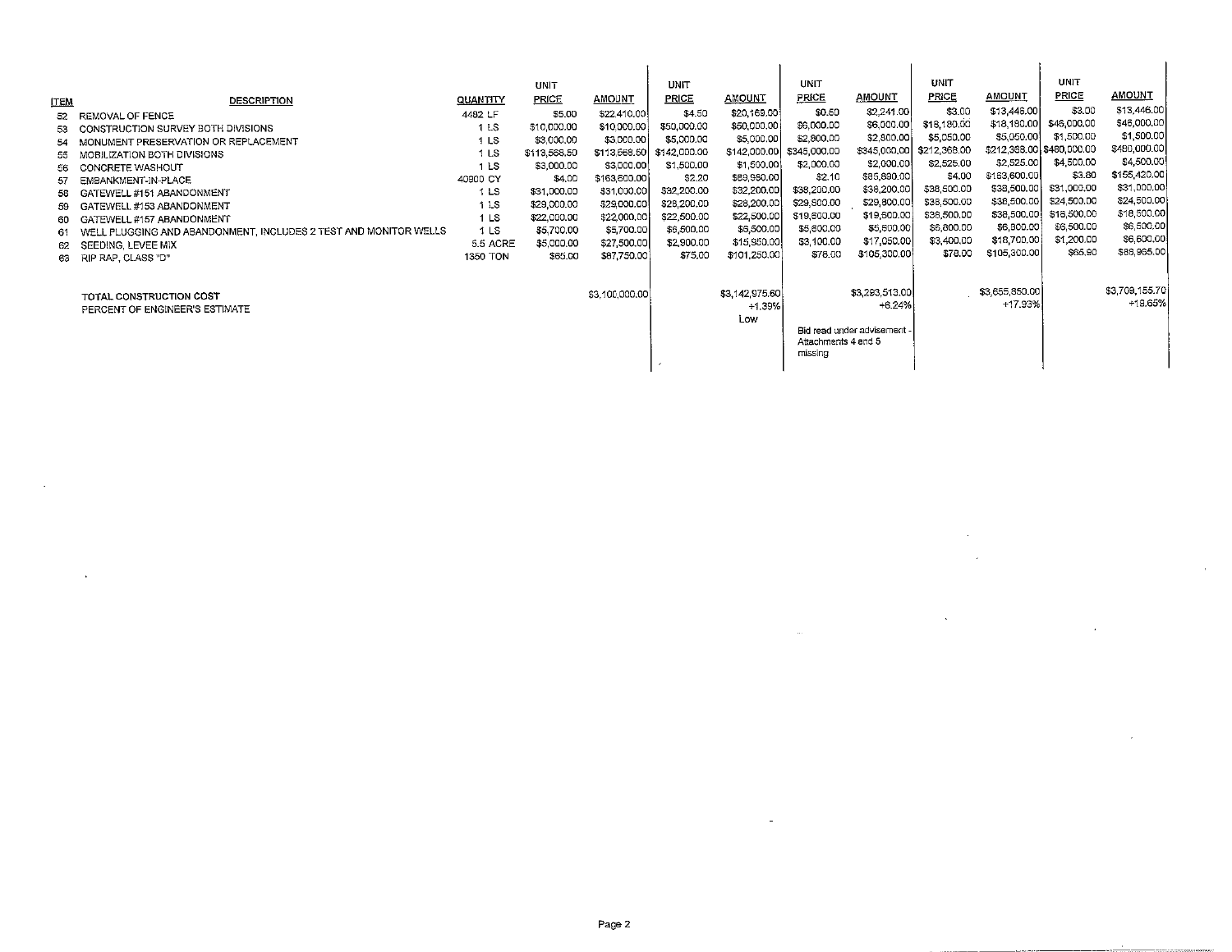| ITEM | DESCRIPTION | QUANTITY | UNIT PRICE | AMOUNT | UNIT PRICE | AMOUNT | UNIT PRICE | AMOUNT | UNIT PRICE | AMOUNT | UNIT PRICE | AMOUNT |
|---|---|---|---|---|---|---|---|---|---|---|---|---|
| 52 | REMOVAL OF FENCE | 4482 LF | $5.00 | $22,410.00 | $4.50 | $20,169.00 | $0.50 | $2,241.00 | $3.00 | $13,446.00 | $3.00 | $13,446.00 |
| 53 | CONSTRUCTION SURVEY BOTH DIVISIONS | 1 LS | $10,000.00 | $10,000.00 | $50,000.00 | $50,000.00 | $6,000.00 | $6,000.00 | $18,180.00 | $18,180.00 | $46,000.00 | $46,000.00 |
| 54 | MONUMENT PRESERVATION OR REPLACEMENT | 1 LS | $3,000.00 | $3,000.00 | $5,000.00 | $5,000.00 | $2,800.00 | $2,800.00 | $5,050.00 | $5,050.00 | $1,500.00 | $1,500.00 |
| 55 | MOBILIZATION BOTH DIVISIONS | 1 LS | $113,568.50 | $113,568.50 | $142,000.00 | $142,000.00 | $345,000.00 | $345,000.00 | $212,368.00 | $212,368.00 | $480,000.00 | $480,000.00 |
| 56 | CONCRETE WASHOUT | 1 LS | $3,000.00 | $3,000.00 | $1,500.00 | $1,500.00 | $2,000.00 | $2,000.00 | $2,525.00 | $2,525.00 | $4,500.00 | $4,500.00 |
| 57 | EMBANKMENT-IN-PLACE | 40900 CY | $4.00 | $163,600.00 | $2.20 | $89,980.00 | $2.10 | $85,890.00 | $4.00 | $163,600.00 | $3.80 | $155,420.00 |
| 58 | GATEWELL #151 ABANDONMENT | 1 LS | $31,000.00 | $31,000.00 | $32,200.00 | $32,200.00 | $38,200.00 | $38,200.00 | $38,500.00 | $38,500.00 | $31,000.00 | $31,000.00 |
| 59 | GATEWELL #153 ABANDONMENT | 1 LS | $29,000.00 | $29,000.00 | $28,200.00 | $28,200.00 | $29,800.00 | $29,800.00 | $38,500.00 | $38,500.00 | $24,500.00 | $24,500.00 |
| 60 | GATEWELL #157 ABANDONMENT | 1 LS | $22,000.00 | $22,000.00 | $22,500.00 | $22,500.00 | $19,600.00 | $19,600.00 | $38,500.00 | $38,500.00 | $18,500.00 | $18,500.00 |
| 61 | WELL PLUGGING AND ABANDONMENT, INCLUDES 2 TEST AND MONITOR WELLS | 1 LS | $5,700.00 | $5,700.00 | $6,500.00 | $6,500.00 | $5,600.00 | $5,600.00 | $6,800.00 | $6,800.00 | $6,500.00 | $6,500.00 |
| 62 | SEEDING, LEVEE MIX | 5.5 ACRE | $5,000.00 | $27,500.00 | $2,900.00 | $15,950.00 | $3,100.00 | $17,050.00 | $3,400.00 | $18,700.00 | $1,200.00 | $6,600.00 |
| 63 | RIP RAP, CLASS "D" | 1350 TON | $65.00 | $87,750.00 | $75.00 | $101,250.00 | $78.00 | $105,300.00 | $78.00 | $105,300.00 | $65.90 | $88,965.00 |
| | TOTAL CONSTRUCTION COST | | | $3,100,000.00 | | $3,142,975.60 | | $3,283,513.00 | | $3,655,850.00 | | $3,709,155.70 |
| | PERCENT OF ENGINEER'S ESTIMATE | | | | | +1.39% | | +6.24% | | +17.93% | | +19.65% |
| | | | | | | Low | Bid read under advisement - Attachments 4 and 5 missing | | | | | |